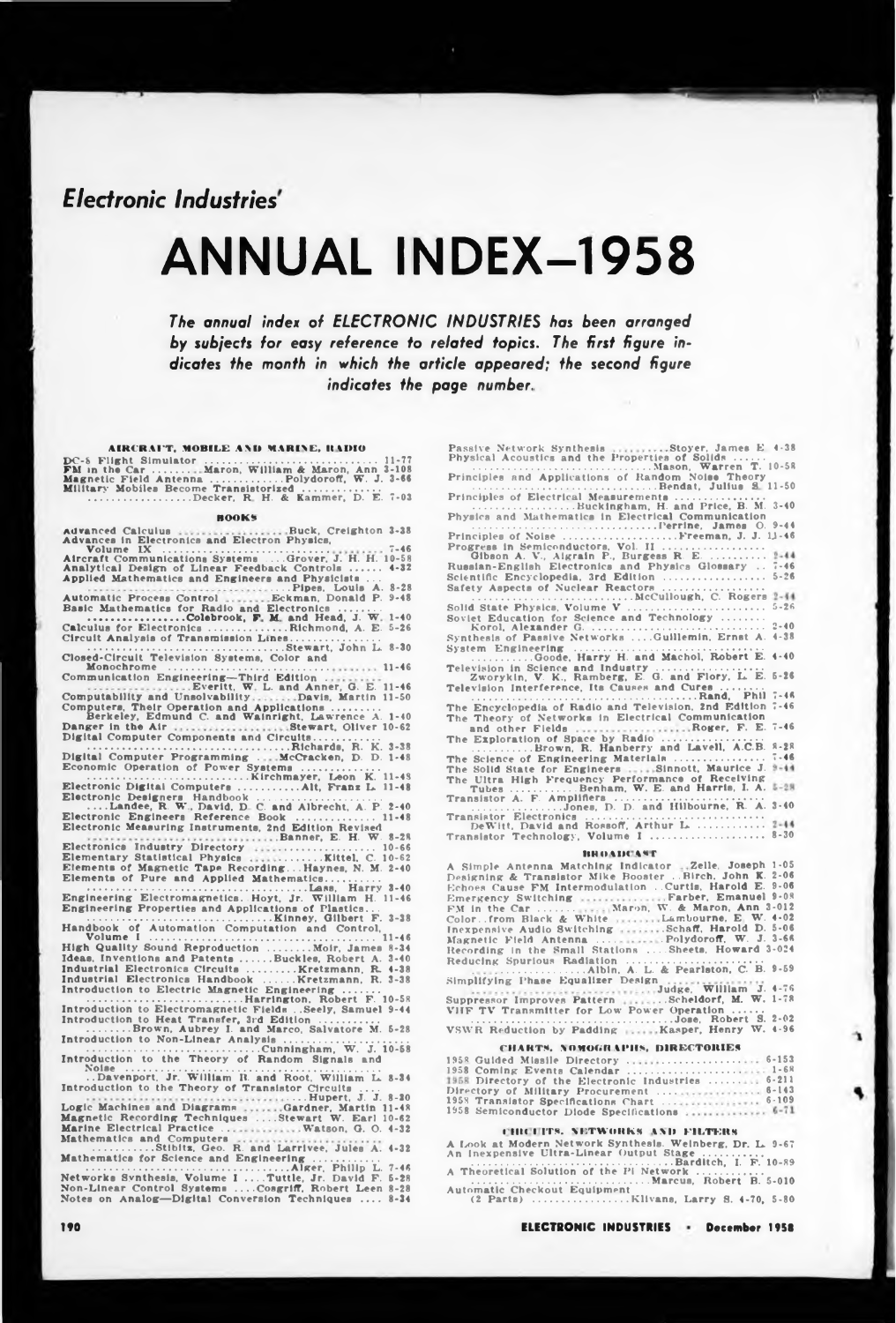*Electronic Industries'*

# ANNUAL INDEX—1958

*The annual index of ELECTRONIC INDUSTRIES has been arranged by subjects for easy reference to related topics. The first figure indicates the month in which the article appeared; the second figure indicates the page number.*

### AIRCRAFT, MOBILE AND MARINE, RADIO

DC-8 Flight Simulator .......... 11-77
FM in the Car .......... Maron, William & Maron, Ann 3-108
Magnetic Field Antenna .......... Polydoroff, W. J. 3-66
Military Mobiles Become Transistorized .......... Decker, R. H. & Kammer, D. E. 7-03

### BOOKS

Advanced Calculus .......... Buck, Creighton 3-38
Advances in Electronics and Electron Physics, Volume IX .......... 7-46
Aircraft Communications Systems .......... Grover, J. H. H. 10-58
Analytical Design of Linear Feedback Controls .......... 4-32
Applied Mathematics and Engineers and Physicists .......... Pipes, Louis A. 8-28
Automatic Process Control .......... Eckman, Donald P. 9-48
Basic Mathematics for Radio and Electronics .......... Colebrook, F. M. and Head, J. W. 1-40
Calculus for Electronics .......... Richmond, A. E. 5-26
Circuit Analysis of Transmission Lines .......... Stewart, John L. 8-30
Closed-Circuit Television Systems, Color and Monochrome .......... 11-46
Communication Engineering—Third Edition .......... Everitt, W. L. and Anner, G. E. 11-46
Computability and Unsolvability .......... Davis, Martin 11-50
Computers, Their Operation and Applications .......... Berkeley, Edmund C. and Wainright, Lawrence A. 1-40
Danger in the Air .......... Stewart, Oliver 10-62
Digital Computer Components and Circuits .......... Richards, R. K. 3-38
Digital Computer Programming .......... McCracken, D. D. 1-48
Economic Operation of Power Systems .......... Kirchmayer, Leon K. 11-48
Electronic Digital Computers .......... Alt, Franz L. 11-48
Electronic Designers Handbook .......... Landee, R. W., David, D. C. and Albrecht, A. P. 2-40
Electronic Engineers Reference Book .......... 11-48
Electronic Measuring Instruments, 2nd Edition Revised .......... Banner, E. H. W. 8-28
Electronics Industry Directory .......... 10-66
Elementary Statistical Physics .......... Kittel, C. 10-62
Elements of Magnetic Tape Recording .......... Haynes, N. M. 2-40
Elements of Pure and Applied Mathematics .......... Lass, Harry 3-40
Engineering Electromagnetics .......... Hoyt, Jr. William H. 11-46
Engineering Properties and Applications of Plastics .......... Kinney, Gilbert F. 3-38
Handbook of Automation Computation and Control, Volume I .......... 11-46
High Quality Sound Reproduction .......... Moir, James 8-34
Ideas, Inventions and Patents .......... Buckles, Robert A. 3-40
Industrial Electronics Circuits .......... Kretzmann, R. 4-38
Industrial Electronics Handbook .......... Kretzmann, R. 3-38
Introduction to Electric Magnetic Engineering .......... Harrington, Robert F. 10-58
Introduction to Electromagnetic Fields .......... Seely, Samuel 9-44
Introduction to Heat Transfer, 3rd Edition .......... Brown, Aubrey I. and Marco, Salvatore M. 5-28
Introduction to Non-Linear Analysis .......... Cunningham, W. J. 10-58
Introduction to the Theory of Random Signals and Noise .......... Davenport, Jr. William B. and Root, William L. 8-34
Introduction to the Theory of Transistor Circuits .......... Hupert, J. J. 8-30
Logic Machines and Diagrams .......... Gardner, Martin 11-48
Magnetic Recording Techniques .......... Stewart W. Earl 10-62
Marine Electrical Practice .......... Watson, G. O. 4-32
Mathematics and Computers .......... Stibitz, Geo. R. and Larrivee, Jules A. 4-32
Mathematics for Science and Engineering .......... Alger, Philip L. 7-46
Networks Synthesis, Volume I .......... Tuttle, Jr. David F. 5-28
Non-Linear Control Systems .......... Cosgriff, Robert Leen 8-28
Notes on Analog—Digital Conversion Techniques .......... 8-34
Passive Network Synthesis .......... Stoyer, James E. 4-38
Physical Acoustics and the Properties of Solids .......... Mason, Warren T. 10-58
Principles and Applications of Random Noise Theory .......... Bendat, Julius S. 11-50
Principles of Electrical Measurements .......... Buckingham, H. and Price, B. M. 3-40
Physics and Mathematics in Electrical Communication .......... Perrine, James O. 9-44
Principles of Noise .......... Freeman, J. J. 11-46
Progress in Semiconductors, Vol. II .......... Gibson A. V., Aigrain P., Burgess R. E. .......... 2-44
Russian-English Electronics and Physics Glossary .......... 7-46
Scientific Encyclopedia, 3rd Edition .......... 5-26
Safety Aspects of Nuclear Reactors .......... McCullough, C. Rogers 2-44
Solid State Physics, Volume V .......... 5-26
Soviet Education for Science and Technology .......... Korol, Alexander G. .......... 2-40
Synthesis of Passive Networks .......... Guillemin, Ernst A. 4-38
System Engineering .......... Goode, Harry H. and Machol, Robert E. 4-40
Television in Science and Industry .......... Zworykin, V. K., Ramberg, E. G. and Flory, L. E. 5-26
Television Interference, Its Causes and Cures .......... Rand, Phil 7-46
The Encyclopedia of Radio and Television, 2nd Edition 7-46
The Theory of Networks in Electrical Communication and other Fields .......... Roger, F. E. 7-46
The Exploration of Space by Radio .......... Brown, R. Hanberry and Lavell, A.C.B. 8-28
The Science of Engineering Materials .......... 7-46
The Solid State for Engineers .......... Sinnott, Maurice J. 9-44
The Ultra High Frequency Performance of Receiving Tubes .......... Benham, W. E. and Harris, I. A. 5-28
Transistor A. F. Amplifiers .......... Jones, D. D. and Hilbourne, R. A. 3-40
Transistor Electronics .......... DeWitt, David and Rossoff, Arthur L. .......... 2-44
Transistor Technology, Volume I .......... 8-30

### BROADCAST

A Simple Antenna Matching Indicator .......... Zelle, Joseph 1-05
Designing & Transistor Mike Booster .......... Birch, John K. 2-06
Echoes Cause FM Intermodulation .......... Curtis, Harold E. 9-06
Emergency Switching .......... Farber, Emanuel 9-08
FM in the Car .......... Maron, W. & Maron, Ann 3-012
Color .. from Black & White .......... Lambourne, E. W. 4-02
Inexpensive Audio Switching .......... Schaff, Harold D. 5-06
Magnetic Field Antenna .......... Polydoroff, W. J. 3-66
Recording in the Small Stations .......... Sheets, Howard 3-024
Reducing Spurious Radiation .......... Albin, A. L. & Pearlston, C. B. 9-59
Simplifying Phase Equalizer Design .......... Judge, William J. 4-76
Suppressor Improves Pattern .......... Scheldorf, M. W. 1-78
VHF TV Transmitter for Low Power Operation .......... Jose, Robert S. 2-02
VSWR Reduction by Padding .......... Kasper, Henry W. 4-96

### CHARTS, NOMOGRAPHS, DIRECTORIES

1958 Guided Missile Directory .......... 6-153
1958 Coming Events Calendar .......... 1-68
1958 Directory of the Electronic Industries .......... 6-211
Directory of Military Procurement .......... 6-143
1958 Transistor Specifications Chart .......... 6-109
1958 Semiconductor Diode Specifications .......... 6-71

### CIRCUITS, NETWORKS AND FILTERS

A Look at Modern Network Synthesis. Weinberg, Dr. L. 9-67
An Inexpensive Ultra-Linear Output Stage .......... Barditch, I. F. 10-89
A Theoretical Solution of the Pi Network .......... Marcus, Robert B. 5-010
Automatic Checkout Equipment (2 Parts) .......... Klivans, Larry S. 4-70, 5-80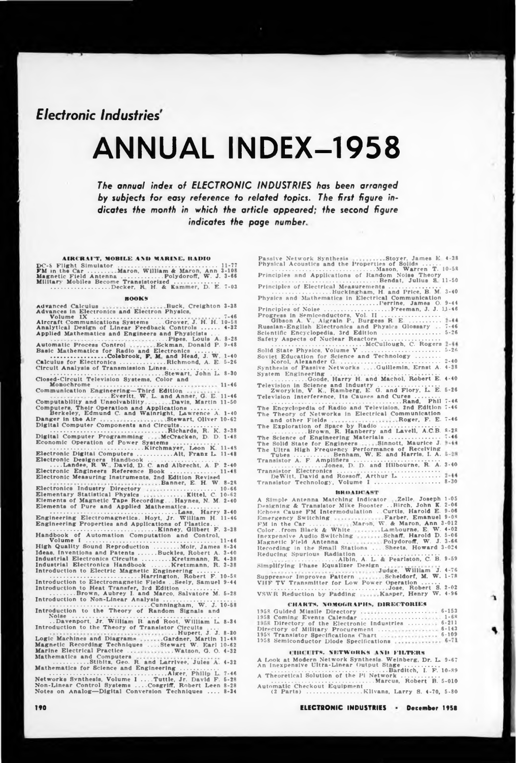*Electronic Industries'*

# ANNUAL INDEX—1958

***The annual index of ELECTRONIC INDUSTRIES has been arranged by subjects for easy reference to related topics. The first figure indicates the month in which the article appeared; the second figure indicates the page number.***

### AIRCRAFT, MOBILE AND MARINE, RADIO

DC-8 Flight Simulator .......... 11-77
FM in the Car .......... Maron, William & Maron, Ann 3-108
Magnetic Field Antenna .......... Polydoroff, W. J. 3-66
Military Mobiles Become Transistorized .......... Decker, R. H. & Kammer, D. E. 7-03

### BOOKS

Advanced Calculus .......... Buck, Creighton 3-38
Advances in Electronics and Electron Physics, Volume IX .......... 7-46
Aircraft Communications Systems .......... Grover, J. H. H. 10-58
Analytical Design of Linear Feedback Controls .......... 4-32
Applied Mathematics and Engineers and Physicists .......... Pipes, Louis A. 8-28
Automatic Process Control .......... Eckman, Donald P. 9-48
Basic Mathematics for Radio and Electronics .......... Colebrook, F. M. and Head, J. W. 1-40
Calculus for Electronics .......... Richmond, A. E. 5-26
Circuit Analysis of Transmission Lines .......... Stewart, John L. 8-30
Closed-Circuit Television Systems, Color and Monochrome .......... 11-46
Communication Engineering—Third Edition .......... Everitt, W. L. and Anner, G. E. 11-46
Computability and Unsolvability .......... Davis, Martin 11-50
Computers, Their Operation and Applications .......... Berkeley, Edmund C. and Wainright, Lawrence A. 1-40
Danger in the Air .......... Stewart, Oliver 10-62
Digital Computer Components and Circuits .......... Richards, R. K. 3-38
Digital Computer Programming .......... McCracken, D. D. 1-48
Economic Operation of Power Systems .......... Kirchmayer, Leon K. 11-48
Electronic Digital Computers .......... Alt, Franz L. 11-48
Electronic Designers Handbook .......... Landee, R. W., David, D. C. and Albrecht, A. P. 2-40
Electronic Engineers Reference Book .......... 11-48
Electronic Measuring Instruments, 2nd Edition Revised .......... Banner, E. H. W. 8-28
Electronics Industry Directory .......... 10-66
Elementary Statistical Physics .......... Kittel, C. 10-62
Elements of Magnetic Tape Recording .......... Haynes, N. M. 2-40
Elements of Pure and Applied Mathematics .......... Lass, Harry 3-40
Engineering Electromagnetics .......... Hoyt, Jr. William H. 11-46
Engineering Properties and Applications of Plastics .......... Kinney, Gilbert F. 3-38
Handbook of Automation Computation and Control, Volume I .......... 11-46
High Quality Sound Reproduction .......... Moir, James 8-34
Ideas, Inventions and Patents .......... Buckles, Robert A. 3-40
Industrial Electronics Circuits .......... Kretzmann, R. 4-38
Industrial Electronics Handbook .......... Kretzmann, R. 3-38
Introduction to Electric Magnetic Engineering .......... Harrington, Robert F. 10-58
Introduction to Electromagnetic Fields .......... Seely, Samuel 9-44
Introduction to Heat Transfer, 3rd Edition .......... Brown, Aubrey I. and Marco, Salvatore M. 5-28
Introduction to Non-Linear Analysis .......... Cunningham, W. J. 10-58
Introduction to the Theory of Random Signals and Noise .......... Davenport, Jr. William B. and Root, William L. 8-34
Introduction to the Theory of Transistor Circuits .......... Hupert, J. J. 8-20
Logic Machines and Diagrams .......... Gardner, Martin 11-48
Magnetic Recording Techniques .......... Stewart W. Earl 10-62
Marine Electrical Practice .......... Watson, G. O. 4-32
Mathematics and Computers .......... Stibitz, Geo. R. and Larrivee, Jules A. 4-32
Mathematics for Science and Engineering .......... Alger, Philip L. 7-46
Networks Synthesis, Volume I .......... Tuttle, Jr. David F. 5-28
Non-Linear Control Systems .......... Cosgriff, Robert Leen 8-28
Notes on Analog—Digital Conversion Techniques .......... 8-34
Passive Network Synthesis .......... Stoyer, James E. 4-38
Physical Acoustics and the Properties of Solids .......... Mason, Warren T. 10-58
Principles and Applications of Random Noise Theory .......... Bendat, Julius S. 11-50
Principles of Electrical Measurements .......... Buckingham, H. and Price, B. M. 3-40
Physics and Mathematics in Electrical Communication .......... Perrine, James O. 9-44
Principles of Noise .......... Freeman, J. J. 11-46
Progress in Semiconductors, Vol. II .......... Gibson A. V., Aigrain P., Burgess R. E. .......... 2-44
Russian-English Electronics and Physics Glossary .......... 7-46
Scientific Encyclopedia, 3rd Edition .......... 5-26
Safety Aspects of Nuclear Reactors .......... McCullough, C. Rogers 2-44
Solid State Physics, Volume V .......... 5-26
Soviet Education for Science and Technology .......... Korol, Alexander G. .......... 2-40
Synthesis of Passive Networks .......... Guillemin, Ernst A. 4-38
System Engineering .......... Goode, Harry H. and Machol, Robert E. 4-40
Television in Science and Industry .......... Zworykin, V. K., Ramberg, E. G. and Flory, L. E. 5-26
Television Interference, Its Causes and Cures .......... Rand, Phil 7-46
The Encyclopedia of Radio and Television, 2nd Edition 7-46
The Theory of Networks in Electrical Communication and other Fields .......... Roger, F. E. 7-46
The Exploration of Space by Radio .......... Brown, R. Hanberry and Lavell, A.C.B. 8-28
The Science of Engineering Materials .......... 7-46
The Solid State for Engineers .......... Sinnott, Maurice J. 9-44
The Ultra High Frequency Performance of Receiving Tubes .......... Benham, W. E. and Harris, I. A. 5-28
Transistor A. F. Amplifiers .......... Jones, D. D. and Hilbourne, R. A. 3-40
Transistor Electronics .......... DeWitt, David and Rossoff, Arthur L. .......... 2-44
Transistor Technology, Volume I .......... 8-30

### BROADCAST

A Simple Antenna Matching Indicator .......... Zelle, Joseph 1-05
Designing a Transistor Mike Booster .......... Birch, John K. 2-06
Echoes Cause FM Intermodulation .......... Curtis, Harold E. 9-06
Emergency Switching .......... Farber, Emanuel 9-08
FM in the Car .......... Maron, W. & Maron, Ann 3-012
Color .. from Black & White .......... Lambourne, E. W. 4-02
Inexpensive Audio Switching .......... Schaff, Harold D. 5-06
Magnetic Field Antenna .......... Polydoroff, W. J. 3-66
Recording in the Small Stations .......... Sheets, Howard 3-024
Reducing Spurious Radiation .......... Albin, A. L. & Pearlston, C. B. 9-59
Simplifying Phase Equalizer Design .......... Judge, William J. 4-76
Suppressor Improves Pattern .......... Scheldorf, M. W. 1-78
VHF TV Transmitter for Low Power Operation .......... Jose, Robert S. 2-02
VSWR Reduction by Padding .......... Kasper, Henry W. 4-96

### CHARTS, NOMOGRAPHS, DIRECTORIES

1958 Guided Missile Directory .......... 6-153
1958 Coming Events Calendar .......... 1-68
1958 Directory of the Electronic Industries .......... 6-211
Directory of Military Procurement .......... 6-143
1958 Transistor Specifications Chart .......... 6-109
1958 Semiconductor Diode Specifications .......... 6-71

### CIRCUITS, NETWORKS AND FILTERS

A Look at Modern Network Synthesis. Weinberg, Dr. L. 9-67
An Inexpensive Ultra-Linear Output Stage .......... Barditch, I. F. 10-89
A Theoretical Solution of the Pi Network .......... Marcus, Robert B. 5-010
Automatic Checkout Equipment (2 Parts) .......... Klivans, Larry S. 4-70, 5-80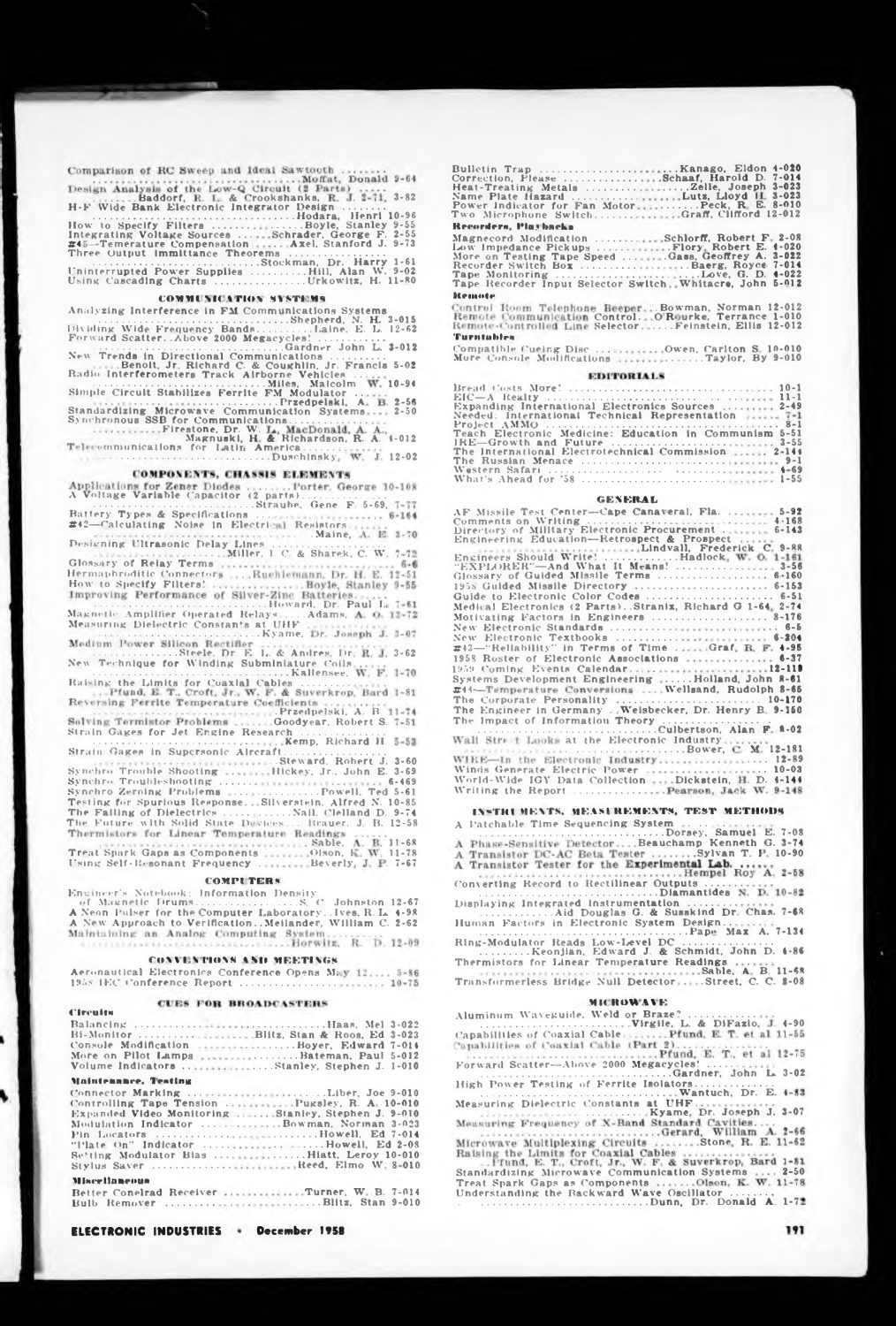Comparison of RC Sweep and Ideal Sawtooth ........ Moffat, Donald 2-64
Design Analysis of the Low-Q Circuit (2 Parts) ..... Baddorf, R. L. & Crookshanks, R. J. 2-71, 3-82
H-F Wide Bank Electronic Integrator Design ........ Hodara, Henri 10-96
How to Specify Filters ................ Boyle, Stanley 9-55
Integrating Voltage Sources ...... Schrader, George F. 2-55
#45—Temerature Compensation ...... Axel, Stanford J. 9-73
Three Output Immittance Theorems ........ Stockman, Dr. Harry 1-61
Uninterrupted Power Supplies .......... Hill, Alan W. 9-02
Using Cascading Charts .............. Urkowitz, H. 11-80

### COMMUNICATION SYSTEMS

Analyzing Interference in FM Communications Systems ........ Shepherd, N. H. 3-015
Dividing Wide Frequency Bands .......... Laine, E. L. 12-62
Forward Scatter..Above 2000 Megacycles! ........ Gardner John L. 3-012
New Trends in Directional Communications ...... Benoit, Jr. Richard C. & Coughlin, Jr. Francis 5-02
Radio Interferometers Track Airborne Vehicles ........ Miles, Malcolm W. 10-94
Simple Circuit Stabilizes Ferrite FM Modulator ........ Przedpelski, A. B. 2-56
Standardizing Microwave Communication Systems .... 2-50
Synchronous SSB for Communications ........ Firestone, Dr. W. L., MacDonald, A. A., Magnuski, H. & Richardson, R. A. 4-012
Telecommunications for Latin America ........ Duschinsky, W. J. 12-02

### COMPONENTS, CHASSIS ELEMENTS

Applications for Zener Diodes ........ Porter, George 10-108
A Voltage Variable Capacitor (2 parts) ........ Straube, Gene F. 5-69, 7-77
Battery Types & Specifications .................... 6-164
#42—Calculating Noise in Electrical Resistors ........ Maine, A. E. 3-70
Designing Ultrasonic Delay Lines ........ Miller, J. C. & Sharek, C. W. 7-72
Glossary of Relay Terms ........................ 6-6
Hermaphroditic Connectors .... Ruehlemann, Dr. H. E. 12-51
How to Specify Filters! ................ Boyle, Stanley 9-55
Improving Performance of Silver-Zinc Batteries ........ Howard, Dr. Paul L. 7-61
Magnetic Amplifier Operated Relays .... Adams, A. O. 12-72
Measuring Dielectric Constants at UHF ........ Kyame, Dr. Joseph J. 3-07
Medium Power Silicon Rectifier ........ Steele, Dr. E. L. & Andres, Dr. R. J. 3-62
New Technique for Winding Subminiature Coils ........ Kallensee, W. F. 1-70
Raising the Limits for Coaxial Cables ........ Pfund, E. T., Croft, Jr., W. F. & Suverkrop, Bard 1-81
Reversing Ferrite Temperature Coefficients ........ Przedpelski, A. B. 11-74
Solving Thermistor Problems ........ Goodyear, Robert S. 7-51
Strain Gages for Jet Engine Research ........ Kemp, Richard H. 5-53
Strain Gages in Supersonic Aircraft ........ Steward, Robert J. 3-60
Synchro Trouble Shooting ........ Hickey, Jr., John E. 3-69
Synchro Troubleshooting .......................... 6-469
Synchro Zeroing Problems ................ Powell, Ted 5-61
Testing for Spurious Response.... Silverstein, Alfred N. 10-85
The Failing of Dielectrics ............ Nail, Clelland D. 9-74
The Future with Solid State Devices.... Brauer, J. B. 12-58
Thermistors for Linear Temperature Readings ........ Sable, A. B. 11-68
Treat Spark Gaps as Components ........ Olson, K. W. 11-78
Using Self-Resonant Frequency ........ Beverly, J. P. 7-67

### COMPUTERS

Engineer's Notebook: Information Density of Magnetic Drums ................ S. C. Johnston 12-67
A Neon Pulser for the Computer Laboratory..Ives, R. L. 4-98
A New Approach to Verification..Mellander, William C. 2-62
Maintaining an Analog Computing System ........ Horwitz, R. D. 12-09

### CONVENTIONS AND MEETINGS

Aeronautical Electronics Conference Opens May 12.... 5-86
1958 IEC Conference Report ........................ 10-75

### CUES FOR BROADCASTERS

**Circuits**

Balancing ................................ Haas, Mel 3-022
Bi-Monitor .................. Blitz, Stan & Roos, Ed 3-023
Console Modification .................. Hoyer, Edward 7-014
More on Pilot Lamps .................. Bateman, Paul 5-012
Volume Indicators .............. Stanley, Stephen J. 1-010

**Maintenance, Testing**

Connector Marking .................... Liber, Joe 9-010
Controlling Tape Tension ............ Pugsley, R. A. 10-010
Expanded Video Monitoring ........ Stanley, Stephen J. 9-010
Modulation Indicator .............. Bowman, Norman 3-023
Pin Locators ........................ Howell, Ed 7-014
"Plate On" Indicator .................. Howell, Ed 2-08
Setting Modulator Bias .............. Hiatt, Leroy 10-010
Stylus Saver ........................ Reed, Elmo W. 8-010

**Miscellaneous**

Better Conelrad Receiver .............. Turner, W. B. 7-014
Bulb Remover ........................ Blitz, Stan 9-010
Bulletin Trap ........................ Kanago, Eldon 4-020
Correction, Please ................ Schaaf, Harold D. 7-014
Heat-Treating Metals .................. Zeile, Joseph 3-023
Name Plate Hazard .................. Lutz, Lloyd H. 3-023
Power Indicator for Fan Motor ............ Peck, R. E. 8-010
Two Microphone Switch .............. Graff, Clifford 12-012

**Recorders, Playbacks**

Magnecord Modification ............ Schlorff, Robert F. 2-08
Low Impedance Pickups ............ Flory, Robert E. 4-020
More on Testing Tape Speed ........ Gass, Geoffrey A. 3-022
Recorder Switch Box .................. Baerg, Royce 7-014
Tape Monitoring ...................... Love, G. D. 4-022
Tape Recorder Input Selector Switch..Whitacre, John 5-012

**Remote**

Control Room Telephone Beeper...Bowman, Norman 12-012
Remote Communication Control...O'Rourke, Terrance 1-010
Remote-Controlled Line Selector...... Feinstein, Ellis 12-012

**Turntables**

Compatible Cueing Disc ............ Owen, Carlton S. 10-010
More Console Modifications .............. Taylor, By 9-010

### EDITORIALS

Bread Costs More! ................................ 10-1
EIC—A Reality .................................. 11-1
Expanding International Electronics Sources ......... 2-49
Needed: International Technical Representation ...... 7-1
Project AMMO ...................................... 8-1
Teach Electronic Medicine: Education in Communism 5-51
IRE—Growth and Future ............................ 3-55
The International Electrotechnical Commission ...... 2-144
The Russian Menace ................................ 9-1
Western Safari ...................................... 4-69
What's Ahead for '58 ................................ 1-55

### GENERAL

AF Missile Test Center—Cape Canaveral, Fla. ......... 5-92
Comments on Writing ................................ 4-168
Directory of Military Electronic Procurement ........ 6-143
Engineering Education—Retrospect & Prospect ........ Lindvall, Frederick C. 9-88
Engineers Should Write! ............ Hadlock, W. O. 1-161
"EXPLORER"—And What It Means! .................. 3-56
Glossary of Guided Missile Terms .................... 6-160
1958 Guided Missile Directory ........................ 6-153
Guide to Electronic Color Codes ...................... 6-51
Medical Electronics (2 Parts)..Stranix, Richard G 1-64, 2-74
Motivating Factors in Engineers ...................... 8-176
New Electronic Standards ............................ 6-5
New Electronic Textbooks ............................ 6-204
#43—"Reliability" in Terms of Time ...... Graf, R. F. 4-95
1958 Roster of Electronic Associations ................ 6-37
1959 Coming Events Calendar ........................ 12-118
Systems Development Engineering ...... Holland, John 8-61
#44—Temperature Conversions .... Wellsand, Rudolph 8-65
The Corporate Personality ............................ 10-170
The Engineer in Germany ..Weisbecker, Dr. Henry B. 9-150
The Impact of Information Theory ........ Culbertson, Alan F. 8-02
Wall Street Looks at the Electronic Industry ........ Bower, C. M. 12-181
WIRE—In the Electronic Industry .................... 12-89
Winds Generate Electric Power ........................ 10-02
World-Wide IGY Data Collection .... Dickstein, H. D. 4-144
Writing the Report .................. Pearson, Jack W. 9-148

### INSTRUMENTS, MEASUREMENTS, TEST METHODS

A Patchable Time Sequencing System ........ Dorsey, Samuel E. 7-08
A Phase-Sensitive Detector....Beauchamp Kenneth G. 3-74
A Transistor DC-AC Beta Tester ........ Sylvan T. P. 10-90
A Transistor Tester for the Experimental Lab. ........ Hempel Roy A. 2-58
Converting Record to Rectilinear Outputs ........ Diamantides N. D. 10-82
Displaying Integrated Instrumentation ........ Aid Douglas G. & Susskind Dr. Chas. 7-68
Human Factors in Electronic System Design ........ Pape Max A. 7-134
Ring-Modulator Reads Low-Level DC ........ Keonjian, Edward J. & Schmidt, John D. 4-86
Thermistors for Linear Temperature Readings ........ Sable, A. B. 11-68
Transformerless Bridge Null Detector...... Street, C. C. 8-08

### MICROWAVE

Aluminum Waveguide, Weld or Braze? ........ Virgile, L. & DiFazio, J. 4-90
Capabilities of Coaxial Cable........ Pfund, E. T. et al 11-55
Capabilities of Coaxial Cable (Part 2) ........ Pfund, E. T., et al 12-75
Forward Scatter—Above 2000 Megacycles! ........ Gardner, John L. 3-02
High Power Testing of Ferrite Isolators ........ Wantuch, Dr. E. 4-83
Measuring Dielectric Constants at UHF ........ Kyame, Dr. Joseph J. 3-07
Measuring Frequency of X-Band Standard Cavities ........ Gerard, William A. 2-66
Microwave Multiplexing Circuits ........ Stone, R. E. 11-62
Raising the Limits for Coaxial Cables ........ Pfund, E. T., Croft, Jr., W. F. & Suverkrop, Bard 1-81
Standardizing Microwave Communication Systems .... 2-50
Treat Spark Gaps as Components ........ Olson, K. W. 11-78
Understanding the Backward Wave Oscillator ........ Dunn, Dr. Donald A. 1-72